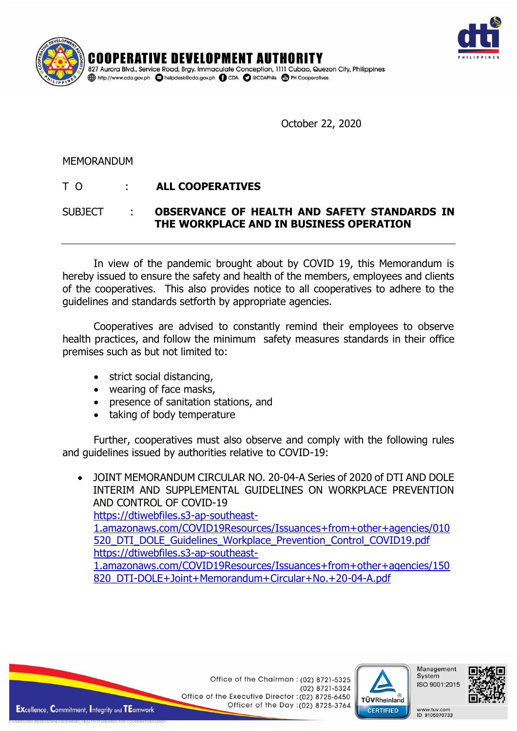# COOPERATIVE DEVELOPMENT AUTHORITY

827 Aurora Blvd., Service Road, Brgy. Immaculate Conception, 1111 Cubao, Quezon City, Philippines
http://www.cda.gov.ph helpdesk@cda.gov.ph CDA @CDAPhils PH Cooperatives

October 22, 2020

MEMORANDUM

T O : **ALL COOPERATIVES**

SUBJECT : **OBSERVANCE OF HEALTH AND SAFETY STANDARDS IN THE WORKPLACE AND IN BUSINESS OPERATION**

---

In view of the pandemic brought about by COVID 19, this Memorandum is hereby issued to ensure the safety and health of the members, employees and clients of the cooperatives. This also provides notice to all cooperatives to adhere to the guidelines and standards setforth by appropriate agencies.

Cooperatives are advised to constantly remind their employees to observe health practices, and follow the minimum safety measures standards in their office premises such as but not limited to:

- strict social distancing,
- wearing of face masks,
- presence of sanitation stations, and
- taking of body temperature

Further, cooperatives must also observe and comply with the following rules and guidelines issued by authorities relative to COVID-19:

- JOINT MEMORANDUM CIRCULAR NO. 20-04-A Series of 2020 of DTI AND DOLE INTERIM AND SUPPLEMENTAL GUIDELINES ON WORKPLACE PREVENTION AND CONTROL OF COVID-19
  https://dtiwebfiles.s3-ap-southeast-1.amazonaws.com/COVID19Resources/Issuances+from+other+agencies/010520_DTI_DOLE_Guidelines_Workplace_Prevention_Control_COVID19.pdf
  https://dtiwebfiles.s3-ap-southeast-1.amazonaws.com/COVID19Resources/Issuances+from+other+agencies/150820_DTI-DOLE+Joint+Memorandum+Circular+No.+20-04-A.pdf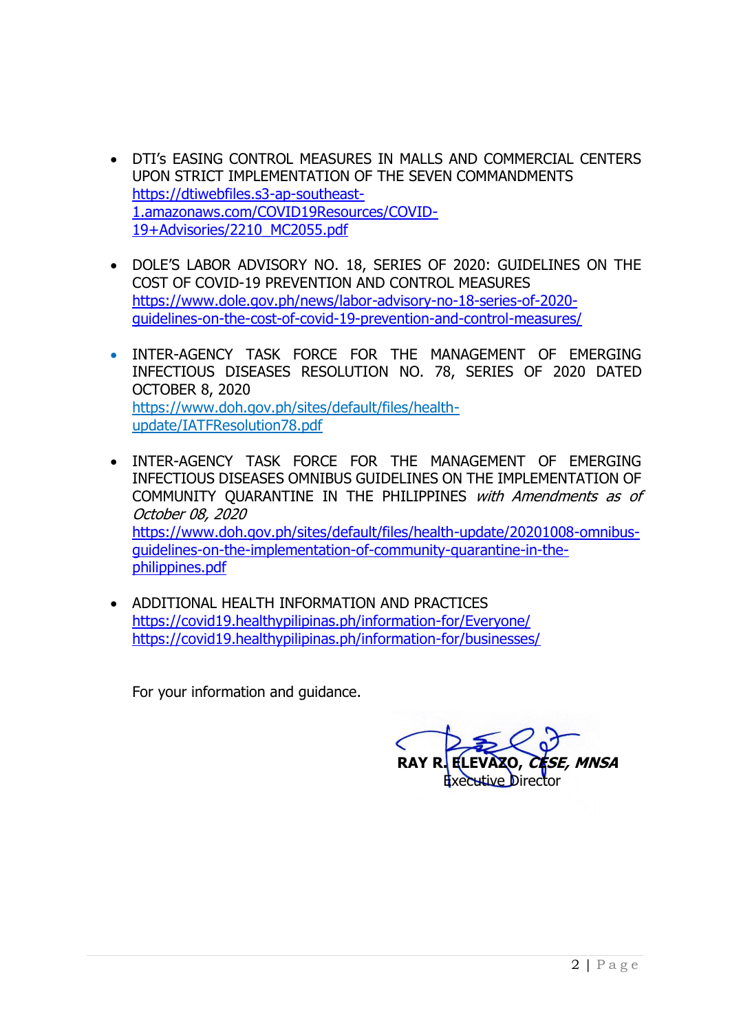- DTI's EASING CONTROL MEASURES IN MALLS AND COMMERCIAL CENTERS UPON STRICT IMPLEMENTATION OF THE SEVEN COMMANDMENTS
  https://dtiwebfiles.s3-ap-southeast-1.amazonaws.com/COVID19Resources/COVID-19+Advisories/2210_MC2055.pdf

- DOLE'S LABOR ADVISORY NO. 18, SERIES OF 2020: GUIDELINES ON THE COST OF COVID-19 PREVENTION AND CONTROL MEASURES
  https://www.dole.gov.ph/news/labor-advisory-no-18-series-of-2020-guidelines-on-the-cost-of-covid-19-prevention-and-control-measures/

- INTER-AGENCY TASK FORCE FOR THE MANAGEMENT OF EMERGING INFECTIOUS DISEASES RESOLUTION NO. 78, SERIES OF 2020 DATED OCTOBER 8, 2020
  https://www.doh.gov.ph/sites/default/files/health-update/IATFResolution78.pdf

- INTER-AGENCY TASK FORCE FOR THE MANAGEMENT OF EMERGING INFECTIOUS DISEASES OMNIBUS GUIDELINES ON THE IMPLEMENTATION OF COMMUNITY QUARANTINE IN THE PHILIPPINES *with Amendments as of October 08, 2020*
  https://www.doh.gov.ph/sites/default/files/health-update/20201008-omnibus-guidelines-on-the-implementation-of-community-quarantine-in-the-philippines.pdf

- ADDITIONAL HEALTH INFORMATION AND PRACTICES
  https://covid19.healthypilipinas.ph/information-for/Everyone/
  https://covid19.healthypilipinas.ph/information-for/businesses/

For your information and guidance.

**RAY R. ELEVAZO, *CESE, MNSA***
Executive Director